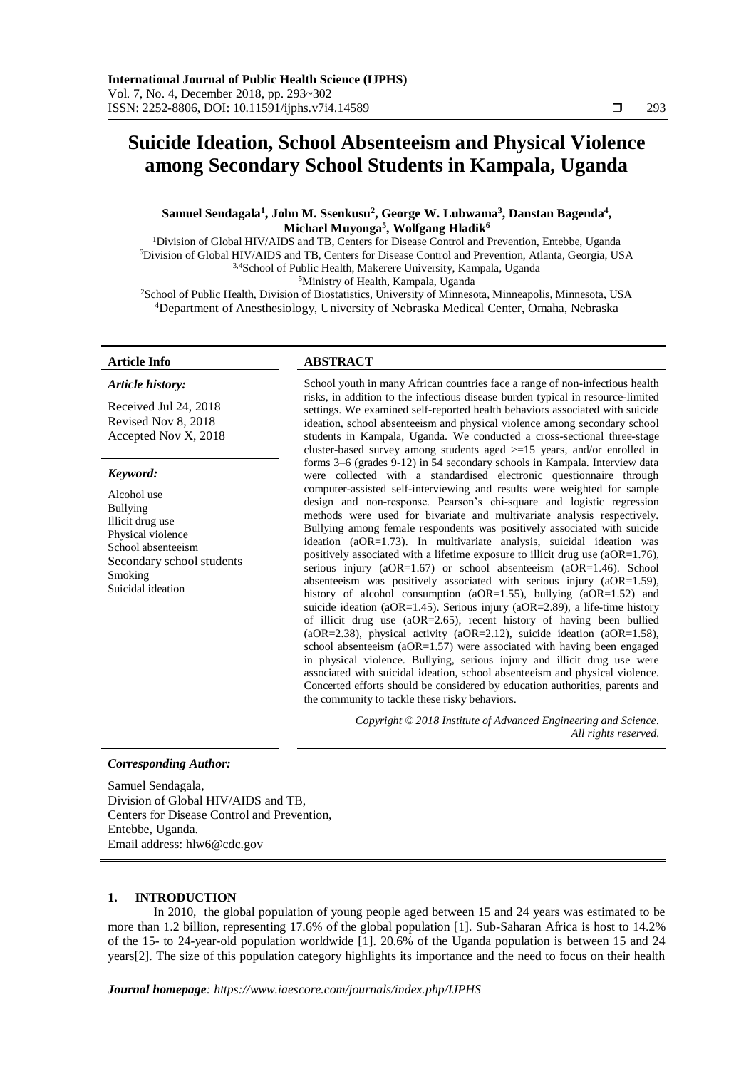# Suicide Ideation, School Absenteeism and Physical Violence among Secondary School Students in Kampala, Uganda

**Samuel Sendagala[1], John M. Ssenkusu[2], George W. Lubwama[3], Danstan Bagenda[4], Michael Muyonga[5], Wolfgang Hladik[6]**

[1]Division of Global HIV/AIDS and TB, Centers for Disease Control and Prevention, Entebbe, Uganda
[6]Division of Global HIV/AIDS and TB, Centers for Disease Control and Prevention, Atlanta, Georgia, USA
[3,4]School of Public Health, Makerere University, Kampala, Uganda
[5]Ministry of Health, Kampala, Uganda
[2]School of Public Health, Division of Biostatistics, University of Minnesota, Minneapolis, Minnesota, USA
[4]Department of Anesthesiology, University of Nebraska Medical Center, Omaha, Nebraska

**Article Info**

*Article history:*

Received Jul 24, 2018
Revised Nov 8, 2018
Accepted Nov X, 2018

*Keyword:*

Alcohol use
Bullying
Illicit drug use
Physical violence
School absenteeism
Secondary school students
Smoking
Suicidal ideation

**ABSTRACT**

School youth in many African countries face a range of non-infectious health risks, in addition to the infectious disease burden typical in resource-limited settings. We examined self-reported health behaviors associated with suicide ideation, school absenteeism and physical violence among secondary school students in Kampala, Uganda. We conducted a cross-sectional three-stage cluster-based survey among students aged >=15 years, and/or enrolled in forms 3–6 (grades 9-12) in 54 secondary schools in Kampala. Interview data were collected with a standardised electronic questionnaire through computer-assisted self-interviewing and results were weighted for sample design and non-response. Pearson's chi-square and logistic regression methods were used for bivariate and multivariate analysis respectively. Bullying among female respondents was positively associated with suicide ideation (aOR=1.73). In multivariate analysis, suicidal ideation was positively associated with a lifetime exposure to illicit drug use (aOR=1.76), serious injury (aOR=1.67) or school absenteeism (aOR=1.46). School absenteeism was positively associated with serious injury (aOR=1.59), history of alcohol consumption (aOR=1.55), bullying (aOR=1.52) and suicide ideation (aOR=1.45). Serious injury (aOR=2.89), a life-time history of illicit drug use (aOR=2.65), recent history of having been bullied (aOR=2.38), physical activity (aOR=2.12), suicide ideation (aOR=1.58), school absenteeism (aOR=1.57) were associated with having been engaged in physical violence. Bullying, serious injury and illicit drug use were associated with suicidal ideation, school absenteeism and physical violence. Concerted efforts should be considered by education authorities, parents and the community to tackle these risky behaviors.

*Copyright © 2018 Institute of Advanced Engineering and Science. All rights reserved.*

***Corresponding Author:***

Samuel Sendagala,
Division of Global HIV/AIDS and TB,
Centers for Disease Control and Prevention,
Entebbe, Uganda.
Email address: hlw6@cdc.gov

## 1. INTRODUCTION

In 2010, the global population of young people aged between 15 and 24 years was estimated to be more than 1.2 billion, representing 17.6% of the global population [1]. Sub-Saharan Africa is host to 14.2% of the 15- to 24-year-old population worldwide [1]. 20.6% of the Uganda population is between 15 and 24 years[2]. The size of this population category highlights its importance and the need to focus on their health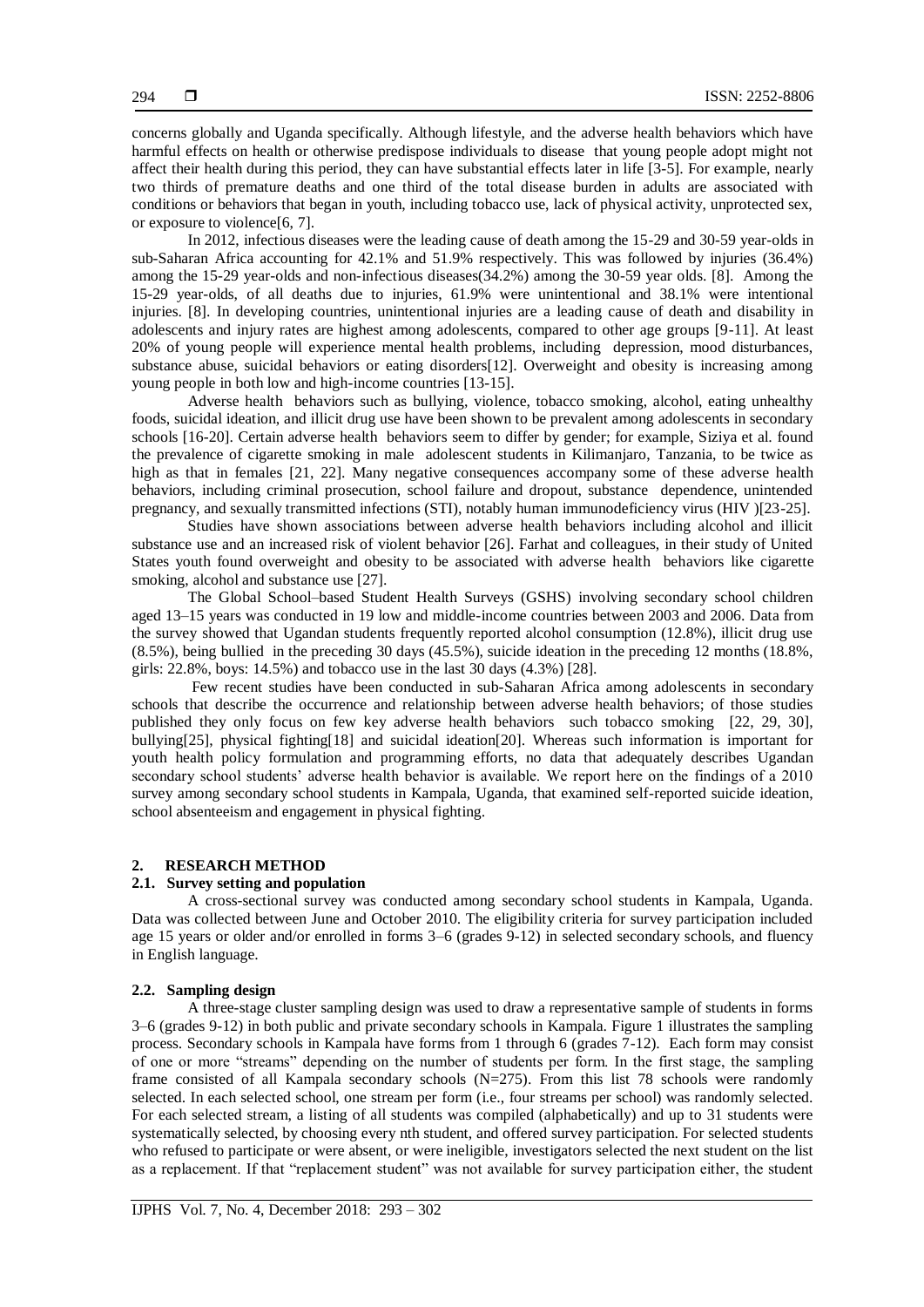concerns globally and Uganda specifically. Although lifestyle, and the adverse health behaviors which have harmful effects on health or otherwise predispose individuals to disease that young people adopt might not affect their health during this period, they can have substantial effects later in life [3-5]. For example, nearly two thirds of premature deaths and one third of the total disease burden in adults are associated with conditions or behaviors that began in youth, including tobacco use, lack of physical activity, unprotected sex, or exposure to violence[6, 7].

In 2012, infectious diseases were the leading cause of death among the 15-29 and 30-59 year-olds in sub-Saharan Africa accounting for 42.1% and 51.9% respectively. This was followed by injuries (36.4%) among the 15-29 year-olds and non-infectious diseases(34.2%) among the 30-59 year olds. [8]. Among the 15-29 year-olds, of all deaths due to injuries, 61.9% were unintentional and 38.1% were intentional injuries. [8]. In developing countries, unintentional injuries are a leading cause of death and disability in adolescents and injury rates are highest among adolescents, compared to other age groups [9-11]. At least 20% of young people will experience mental health problems, including depression, mood disturbances, substance abuse, suicidal behaviors or eating disorders[12]. Overweight and obesity is increasing among young people in both low and high-income countries [13-15].

Adverse health behaviors such as bullying, violence, tobacco smoking, alcohol, eating unhealthy foods, suicidal ideation, and illicit drug use have been shown to be prevalent among adolescents in secondary schools [16-20]. Certain adverse health behaviors seem to differ by gender; for example, Siziya et al. found the prevalence of cigarette smoking in male adolescent students in Kilimanjaro, Tanzania, to be twice as high as that in females [21, 22]. Many negative consequences accompany some of these adverse health behaviors, including criminal prosecution, school failure and dropout, substance dependence, unintended pregnancy, and sexually transmitted infections (STI), notably human immunodeficiency virus (HIV )[23-25].

Studies have shown associations between adverse health behaviors including alcohol and illicit substance use and an increased risk of violent behavior [26]. Farhat and colleagues, in their study of United States youth found overweight and obesity to be associated with adverse health behaviors like cigarette smoking, alcohol and substance use [27].

The Global School–based Student Health Surveys (GSHS) involving secondary school children aged 13–15 years was conducted in 19 low and middle-income countries between 2003 and 2006. Data from the survey showed that Ugandan students frequently reported alcohol consumption (12.8%), illicit drug use (8.5%), being bullied in the preceding 30 days (45.5%), suicide ideation in the preceding 12 months (18.8%, girls: 22.8%, boys: 14.5%) and tobacco use in the last 30 days (4.3%) [28].

Few recent studies have been conducted in sub-Saharan Africa among adolescents in secondary schools that describe the occurrence and relationship between adverse health behaviors; of those studies published they only focus on few key adverse health behaviors such tobacco smoking [22, 29, 30], bullying[25], physical fighting[18] and suicidal ideation[20]. Whereas such information is important for youth health policy formulation and programming efforts, no data that adequately describes Ugandan secondary school students' adverse health behavior is available. We report here on the findings of a 2010 survey among secondary school students in Kampala, Uganda, that examined self-reported suicide ideation, school absenteeism and engagement in physical fighting.

## 2. RESEARCH METHOD

### 2.1. Survey setting and population

A cross-sectional survey was conducted among secondary school students in Kampala, Uganda. Data was collected between June and October 2010. The eligibility criteria for survey participation included age 15 years or older and/or enrolled in forms 3–6 (grades 9-12) in selected secondary schools, and fluency in English language.

### 2.2. Sampling design

A three-stage cluster sampling design was used to draw a representative sample of students in forms 3–6 (grades 9-12) in both public and private secondary schools in Kampala. Figure 1 illustrates the sampling process. Secondary schools in Kampala have forms from 1 through 6 (grades 7-12). Each form may consist of one or more "streams" depending on the number of students per form. In the first stage, the sampling frame consisted of all Kampala secondary schools (N=275). From this list 78 schools were randomly selected. In each selected school, one stream per form (i.e., four streams per school) was randomly selected. For each selected stream, a listing of all students was compiled (alphabetically) and up to 31 students were systematically selected, by choosing every nth student, and offered survey participation. For selected students who refused to participate or were absent, or were ineligible, investigators selected the next student on the list as a replacement. If that "replacement student" was not available for survey participation either, the student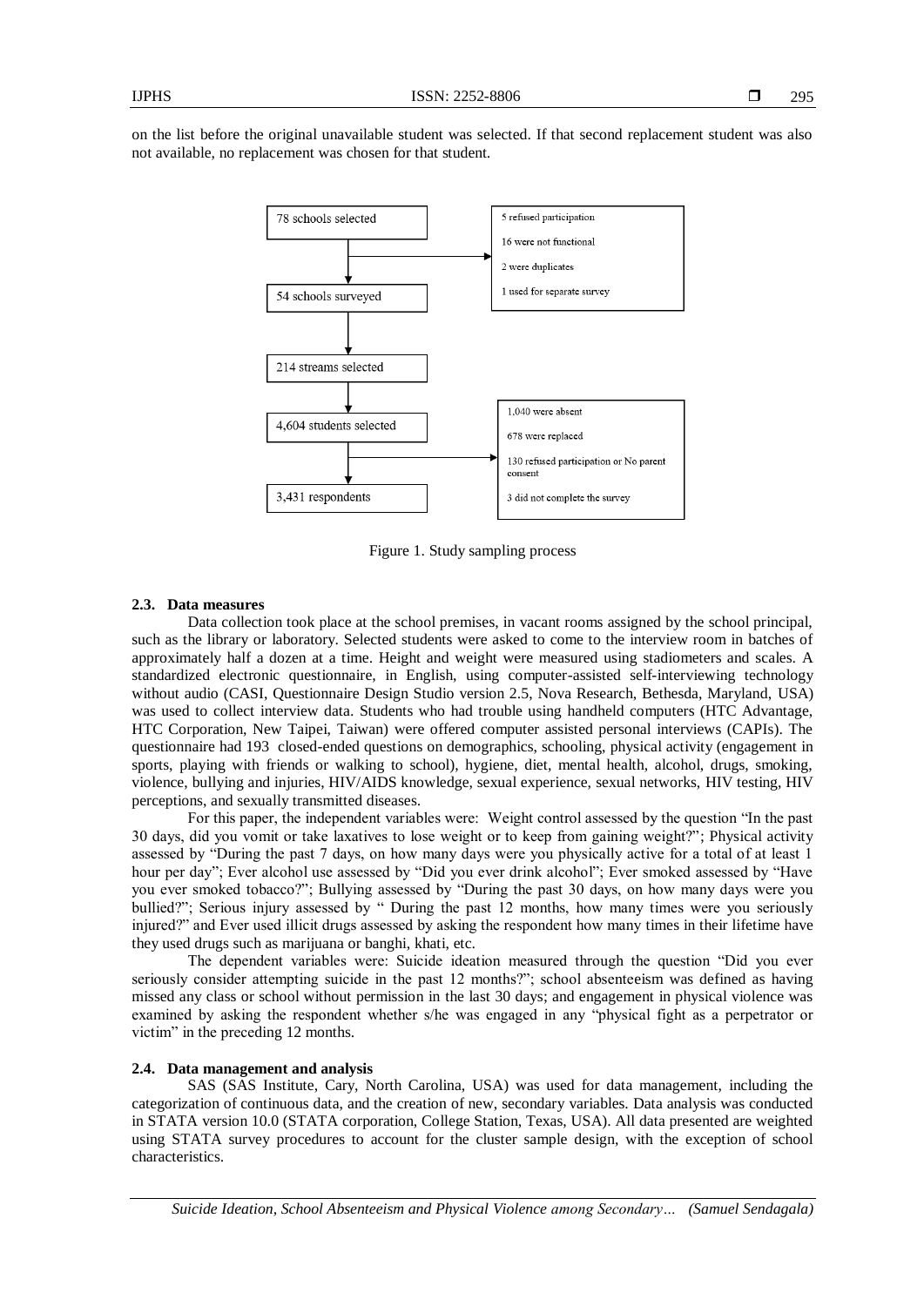on the list before the original unavailable student was selected. If that second replacement student was also not available, no replacement was chosen for that student.

78 schools selected → 5 refused participation; 16 were not functional; 2 were duplicates; 1 used for separate survey

54 schools surveyed

214 streams selected

4,604 students selected → 1,040 were absent; 678 were replaced; 130 refused participation or No parent consent; 3 did not complete the survey

3,431 respondents

Figure 1. Study sampling process

### 2.3. Data measures

Data collection took place at the school premises, in vacant rooms assigned by the school principal, such as the library or laboratory. Selected students were asked to come to the interview room in batches of approximately half a dozen at a time. Height and weight were measured using stadiometers and scales. A standardized electronic questionnaire, in English, using computer-assisted self-interviewing technology without audio (CASI, Questionnaire Design Studio version 2.5, Nova Research, Bethesda, Maryland, USA) was used to collect interview data. Students who had trouble using handheld computers (HTC Advantage, HTC Corporation, New Taipei, Taiwan) were offered computer assisted personal interviews (CAPIs). The questionnaire had 193 closed-ended questions on demographics, schooling, physical activity (engagement in sports, playing with friends or walking to school), hygiene, diet, mental health, alcohol, drugs, smoking, violence, bullying and injuries, HIV/AIDS knowledge, sexual experience, sexual networks, HIV testing, HIV perceptions, and sexually transmitted diseases.

For this paper, the independent variables were: Weight control assessed by the question "In the past 30 days, did you vomit or take laxatives to lose weight or to keep from gaining weight?"; Physical activity assessed by "During the past 7 days, on how many days were you physically active for a total of at least 1 hour per day"; Ever alcohol use assessed by "Did you ever drink alcohol"; Ever smoked assessed by "Have you ever smoked tobacco?"; Bullying assessed by "During the past 30 days, on how many days were you bullied?"; Serious injury assessed by " During the past 12 months, how many times were you seriously injured?" and Ever used illicit drugs assessed by asking the respondent how many times in their lifetime have they used drugs such as marijuana or banghi, khati, etc.

The dependent variables were: Suicide ideation measured through the question "Did you ever seriously consider attempting suicide in the past 12 months?"; school absenteeism was defined as having missed any class or school without permission in the last 30 days; and engagement in physical violence was examined by asking the respondent whether s/he was engaged in any "physical fight as a perpetrator or victim" in the preceding 12 months.

### 2.4. Data management and analysis

SAS (SAS Institute, Cary, North Carolina, USA) was used for data management, including the categorization of continuous data, and the creation of new, secondary variables. Data analysis was conducted in STATA version 10.0 (STATA corporation, College Station, Texas, USA). All data presented are weighted using STATA survey procedures to account for the cluster sample design, with the exception of school characteristics.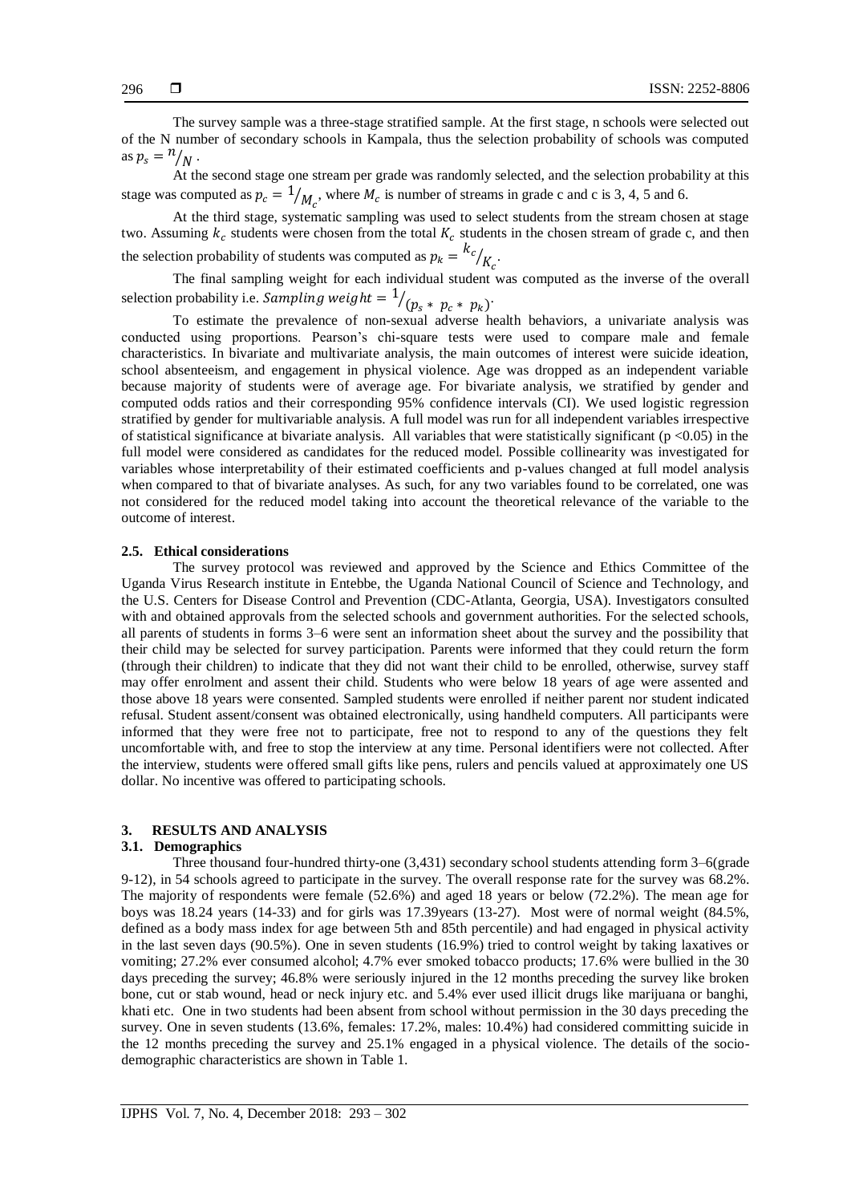The survey sample was a three-stage stratified sample. At the first stage, n schools were selected out of the N number of secondary schools in Kampala, thus the selection probability of schools was computed as $p_s = {}^{n}/_{N}$.

At the second stage one stream per grade was randomly selected, and the selection probability at this stage was computed as $p_c = {}^{1}/_{M_c}$, where $M_c$ is number of streams in grade c and c is 3, 4, 5 and 6.

At the third stage, systematic sampling was used to select students from the stream chosen at stage two. Assuming $k_c$ students were chosen from the total $K_c$ students in the chosen stream of grade c, and then the selection probability of students was computed as $p_k = {}^{k_c}/_{K_c}$.

The final sampling weight for each individual student was computed as the inverse of the overall selection probability i.e. $Sampling\ weight = {}^{1}/_{(p_s * p_c * p_k)}$.

To estimate the prevalence of non-sexual adverse health behaviors, a univariate analysis was conducted using proportions. Pearson's chi-square tests were used to compare male and female characteristics. In bivariate and multivariate analysis, the main outcomes of interest were suicide ideation, school absenteeism, and engagement in physical violence. Age was dropped as an independent variable because majority of students were of average age. For bivariate analysis, we stratified by gender and computed odds ratios and their corresponding 95% confidence intervals (CI). We used logistic regression stratified by gender for multivariable analysis. A full model was run for all independent variables irrespective of statistical significance at bivariate analysis. All variables that were statistically significant ($p < 0.05$) in the full model were considered as candidates for the reduced model. Possible collinearity was investigated for variables whose interpretability of their estimated coefficients and p-values changed at full model analysis when compared to that of bivariate analyses. As such, for any two variables found to be correlated, one was not considered for the reduced model taking into account the theoretical relevance of the variable to the outcome of interest.

### 2.5. Ethical considerations

The survey protocol was reviewed and approved by the Science and Ethics Committee of the Uganda Virus Research institute in Entebbe, the Uganda National Council of Science and Technology, and the U.S. Centers for Disease Control and Prevention (CDC-Atlanta, Georgia, USA). Investigators consulted with and obtained approvals from the selected schools and government authorities. For the selected schools, all parents of students in forms 3–6 were sent an information sheet about the survey and the possibility that their child may be selected for survey participation. Parents were informed that they could return the form (through their children) to indicate that they did not want their child to be enrolled, otherwise, survey staff may offer enrolment and assent their child. Students who were below 18 years of age were assented and those above 18 years were consented. Sampled students were enrolled if neither parent nor student indicated refusal. Student assent/consent was obtained electronically, using handheld computers. All participants were informed that they were free not to participate, free not to respond to any of the questions they felt uncomfortable with, and free to stop the interview at any time. Personal identifiers were not collected. After the interview, students were offered small gifts like pens, rulers and pencils valued at approximately one US dollar. No incentive was offered to participating schools.

## 3. RESULTS AND ANALYSIS

### 3.1. Demographics

Three thousand four-hundred thirty-one (3,431) secondary school students attending form 3–6(grade 9-12), in 54 schools agreed to participate in the survey. The overall response rate for the survey was 68.2%. The majority of respondents were female (52.6%) and aged 18 years or below (72.2%). The mean age for boys was 18.24 years (14-33) and for girls was 17.39years (13-27). Most were of normal weight (84.5%, defined as a body mass index for age between 5th and 85th percentile) and had engaged in physical activity in the last seven days (90.5%). One in seven students (16.9%) tried to control weight by taking laxatives or vomiting; 27.2% ever consumed alcohol; 4.7% ever smoked tobacco products; 17.6% were bullied in the 30 days preceding the survey; 46.8% were seriously injured in the 12 months preceding the survey like broken bone, cut or stab wound, head or neck injury etc. and 5.4% ever used illicit drugs like marijuana or banghi, khati etc. One in two students had been absent from school without permission in the 30 days preceding the survey. One in seven students (13.6%, females: 17.2%, males: 10.4%) had considered committing suicide in the 12 months preceding the survey and 25.1% engaged in a physical violence. The details of the socio-demographic characteristics are shown in Table 1.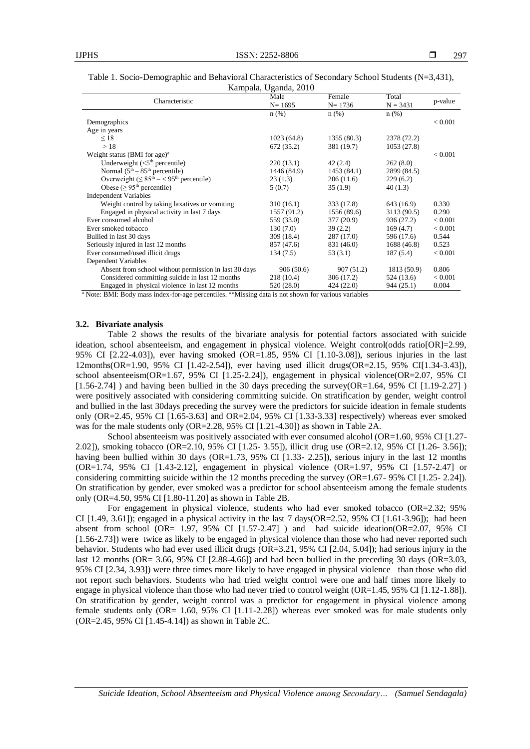Table 1. Socio-Demographic and Behavioral Characteristics of Secondary School Students (N=3,431), Kampala, Uganda, 2010

| Characteristic | Male N= 1695 | Female N= 1736 | Total N = 3431 | p-value |
|---|---|---|---|---|
| | n (%) | n (%) | n (%) | |
| Demographics | | | | < 0.001 |
| Age in years | | | | |
| ≤ 18 | 1023 (64.8) | 1355 (80.3) | 2378 (72.2) | |
| > 18 | 672 (35.2) | 381 (19.7) | 1053 (27.8) | |
| Weight status (BMI for age)[a] | | | | < 0.001 |
| Underweight (<5[th] percentile) | 220 (13.1) | 42 (2.4) | 262 (8.0) | |
| Normal (5[th] – 85[th] percentile) | 1446 (84.9) | 1453 (84.1) | 2899 (84.5) | |
| Overweight (≤ 85[th] – < 95[th] percentile) | 23 (1.3) | 206 (11.6) | 229 (6.2) | |
| Obese (≥ 95[th] percentile) | 5 (0.7) | 35 (1.9) | 40 (1.3) | |
| Independent Variables | | | | |
| Weight control by taking laxatives or vomiting | 310 (16.1) | 333 (17.8) | 643 (16.9) | 0.330 |
| Engaged in physical activity in last 7 days | 1557 (91.2) | 1556 (89.6) | 3113 (90.5) | 0.290 |
| Ever consumed alcohol | 559 (33.0) | 377 (20.9) | 936 (27.2) | < 0.001 |
| Ever smoked tobacco | 130 (7.0) | 39 (2.2) | 169 (4.7) | < 0.001 |
| Bullied in last 30 days | 309 (18.4) | 287 (17.0) | 596 (17.6) | 0.544 |
| Seriously injured in last 12 months | 857 (47.6) | 831 (46.0) | 1688 (46.8) | 0.523 |
| Ever consumed/used illicit drugs | 134 (7.5) | 53 (3.1) | 187 (5.4) | < 0.001 |
| Dependent Variables | | | | |
| Absent from school without permission in last 30 days | 906 (50.6) | 907 (51.2) | 1813 (50.9) | 0.806 |
| Considered committing suicide in last 12 months | 218 (10.4) | 306 (17.2) | 524 (13.6) | < 0.001 |
| Engaged in physical violence in last 12 months | 520 (28.0) | 424 (22.0) | 944 (25.1) | 0.004 |

[a] Note: BMI: Body mass index-for-age percentiles. **Missing data is not shown for various variables

### 3.2. Bivariate analysis

Table 2 shows the results of the bivariate analysis for potential factors associated with suicide ideation, school absenteeism, and engagement in physical violence. Weight control(odds ratio[OR]=2.99, 95% CI [2.22-4.03]), ever having smoked (OR=1.85, 95% CI [1.10-3.08]), serious injuries in the last 12months(OR=1.90, 95% CI [1.42-2.54]), ever having used illicit drugs(OR=2.15, 95% CI[1.34-3.43]), school absenteeism(OR=1.67, 95% CI [1.25-2.24]), engagement in physical violence(OR=2.07, 95% CI [1.56-2.74] ) and having been bullied in the 30 days preceding the survey(OR=1.64, 95% CI [1.19-2.27] ) were positively associated with considering committing suicide. On stratification by gender, weight control and bullied in the last 30days preceding the survey were the predictors for suicide ideation in female students only (OR=2.45, 95% CI [1.65-3.63] and OR=2.04, 95% CI [1.33-3.33] respectively) whereas ever smoked was for the male students only (OR=2.28, 95% CI [1.21-4.30]) as shown in Table 2A.

School absenteeism was positively associated with ever consumed alcohol (OR=1.60, 95% CI [1.27-2.02]), smoking tobacco (OR=2.10, 95% CI [1.25- 3.55]), illicit drug use (OR=2.12, 95% CI [1.26- 3.56]); having been bullied within 30 days (OR=1.73, 95% CI [1.33- 2.25]), serious injury in the last 12 months (OR=1.74, 95% CI [1.43-2.12], engagement in physical violence (OR=1.97, 95% CI [1.57-2.47] or considering committing suicide within the 12 months preceding the survey (OR=1.67- 95% CI [1.25- 2.24]). On stratification by gender, ever smoked was a predictor for school absenteeism among the female students only (OR=4.50, 95% CI [1.80-11.20] as shown in Table 2B.

For engagement in physical violence, students who had ever smoked tobacco (OR=2.32; 95% CI [1.49, 3.61]); engaged in a physical activity in the last 7 days(OR=2.52, 95% CI [1.61-3.96]); had been absent from school (OR= 1.97, 95% CI [1.57-2.47] ) and had suicide ideation(OR=2.07, 95% CI [1.56-2.73]) were twice as likely to be engaged in physical violence than those who had never reported such behavior. Students who had ever used illicit drugs (OR=3.21, 95% CI [2.04, 5.04]); had serious injury in the last 12 months (OR= 3.66, 95% CI [2.88-4.66]) and had been bullied in the preceding 30 days (OR=3.03, 95% CI [2.34, 3.93]) were three times more likely to have engaged in physical violence than those who did not report such behaviors. Students who had tried weight control were one and half times more likely to engage in physical violence than those who had never tried to control weight (OR=1.45, 95% CI [1.12-1.88]). On stratification by gender, weight control was a predictor for engagement in physical violence among female students only (OR= 1.60, 95% CI [1.11-2.28]) whereas ever smoked was for male students only (OR=2.45, 95% CI [1.45-4.14]) as shown in Table 2C.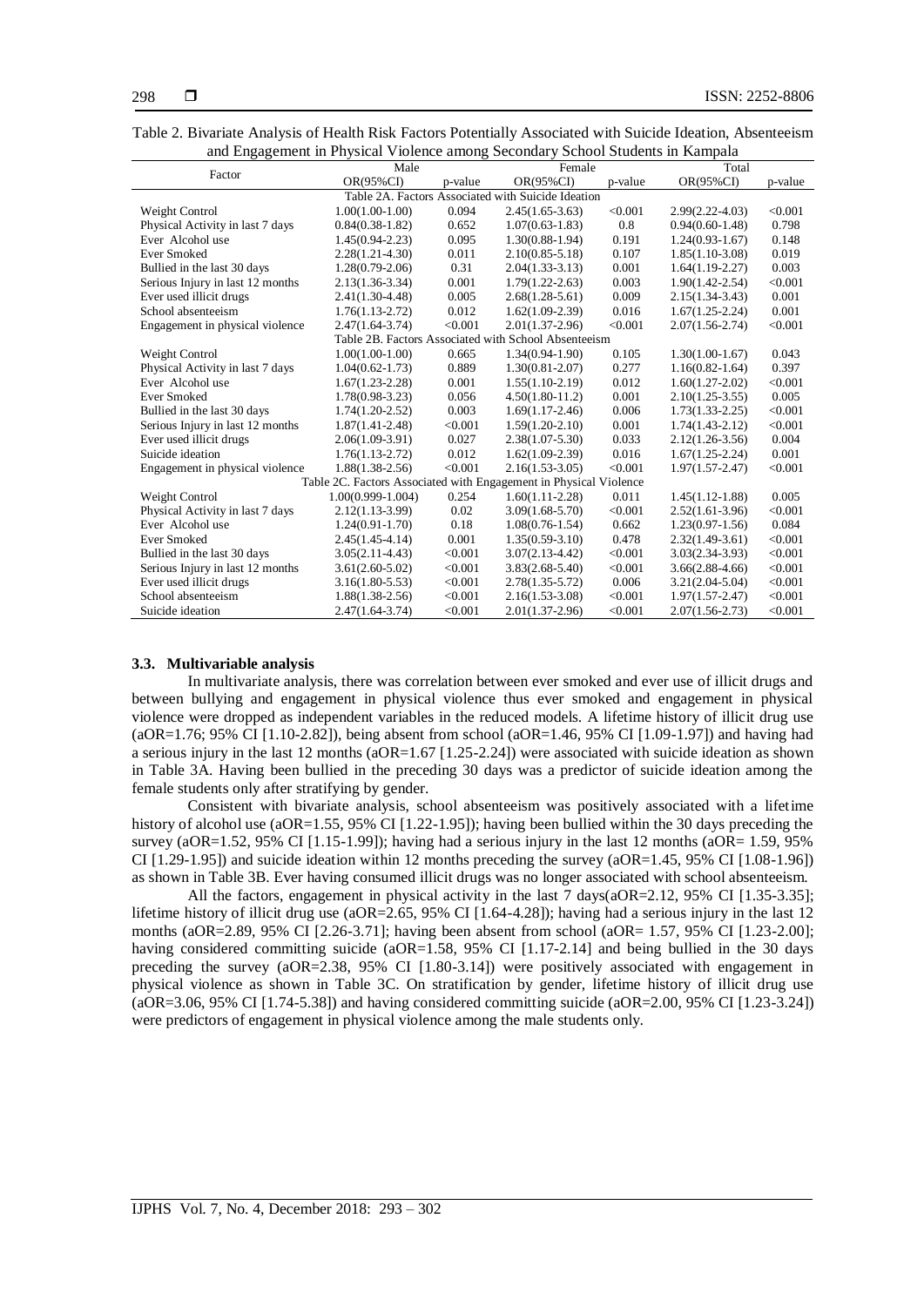Table 2. Bivariate Analysis of Health Risk Factors Potentially Associated with Suicide Ideation, Absenteeism and Engagement in Physical Violence among Secondary School Students in Kampala

| Factor | Male | | Female | | Total | |
|---|---|---|---|---|---|---|
| | OR(95%CI) | p-value | OR(95%CI) | p-value | OR(95%CI) | p-value |
| **Table 2A. Factors Associated with Suicide Ideation** | | | | | | |
| Weight Control | 1.00(1.00-1.00) | 0.094 | 2.45(1.65-3.63) | <0.001 | 2.99(2.22-4.03) | <0.001 |
| Physical Activity in last 7 days | 0.84(0.38-1.82) | 0.652 | 1.07(0.63-1.83) | 0.8 | 0.94(0.60-1.48) | 0.798 |
| Ever Alcohol use | 1.45(0.94-2.23) | 0.095 | 1.30(0.88-1.94) | 0.191 | 1.24(0.93-1.67) | 0.148 |
| Ever Smoked | 2.28(1.21-4.30) | 0.011 | 2.10(0.85-5.18) | 0.107 | 1.85(1.10-3.08) | 0.019 |
| Bullied in the last 30 days | 1.28(0.79-2.06) | 0.31 | 2.04(1.33-3.13) | 0.001 | 1.64(1.19-2.27) | 0.003 |
| Serious Injury in last 12 months | 2.13(1.36-3.34) | 0.001 | 1.79(1.22-2.63) | 0.003 | 1.90(1.42-2.54) | <0.001 |
| Ever used illicit drugs | 2.41(1.30-4.48) | 0.005 | 2.68(1.28-5.61) | 0.009 | 2.15(1.34-3.43) | 0.001 |
| School absenteeism | 1.76(1.13-2.72) | 0.012 | 1.62(1.09-2.39) | 0.016 | 1.67(1.25-2.24) | 0.001 |
| Engagement in physical violence | 2.47(1.64-3.74) | <0.001 | 2.01(1.37-2.96) | <0.001 | 2.07(1.56-2.74) | <0.001 |
| **Table 2B. Factors Associated with School Absenteeism** | | | | | | |
| Weight Control | 1.00(1.00-1.00) | 0.665 | 1.34(0.94-1.90) | 0.105 | 1.30(1.00-1.67) | 0.043 |
| Physical Activity in last 7 days | 1.04(0.62-1.73) | 0.889 | 1.30(0.81-2.07) | 0.277 | 1.16(0.82-1.64) | 0.397 |
| Ever Alcohol use | 1.67(1.23-2.28) | 0.001 | 1.55(1.10-2.19) | 0.012 | 1.60(1.27-2.02) | <0.001 |
| Ever Smoked | 1.78(0.98-3.23) | 0.056 | 4.50(1.80-11.2) | 0.001 | 2.10(1.25-3.55) | 0.005 |
| Bullied in the last 30 days | 1.74(1.20-2.52) | 0.003 | 1.69(1.17-2.46) | 0.006 | 1.73(1.33-2.25) | <0.001 |
| Serious Injury in last 12 months | 1.87(1.41-2.48) | <0.001 | 1.59(1.20-2.10) | 0.001 | 1.74(1.43-2.12) | <0.001 |
| Ever used illicit drugs | 2.06(1.09-3.91) | 0.027 | 2.38(1.07-5.30) | 0.033 | 2.12(1.26-3.56) | 0.004 |
| Suicide ideation | 1.76(1.13-2.72) | 0.012 | 1.62(1.09-2.39) | 0.016 | 1.67(1.25-2.24) | 0.001 |
| Engagement in physical violence | 1.88(1.38-2.56) | <0.001 | 2.16(1.53-3.05) | <0.001 | 1.97(1.57-2.47) | <0.001 |
| **Table 2C. Factors Associated with Engagement in Physical Violence** | | | | | | |
| Weight Control | 1.00(0.999-1.004) | 0.254 | 1.60(1.11-2.28) | 0.011 | 1.45(1.12-1.88) | 0.005 |
| Physical Activity in last 7 days | 2.12(1.13-3.99) | 0.02 | 3.09(1.68-5.70) | <0.001 | 2.52(1.61-3.96) | <0.001 |
| Ever Alcohol use | 1.24(0.91-1.70) | 0.18 | 1.08(0.76-1.54) | 0.662 | 1.23(0.97-1.56) | 0.084 |
| Ever Smoked | 2.45(1.45-4.14) | 0.001 | 1.35(0.59-3.10) | 0.478 | 2.32(1.49-3.61) | <0.001 |
| Bullied in the last 30 days | 3.05(2.11-4.43) | <0.001 | 3.07(2.13-4.42) | <0.001 | 3.03(2.34-3.93) | <0.001 |
| Serious Injury in last 12 months | 3.61(2.60-5.02) | <0.001 | 3.83(2.68-5.40) | <0.001 | 3.66(2.88-4.66) | <0.001 |
| Ever used illicit drugs | 3.16(1.80-5.53) | <0.001 | 2.78(1.35-5.72) | 0.006 | 3.21(2.04-5.04) | <0.001 |
| School absenteeism | 1.88(1.38-2.56) | <0.001 | 2.16(1.53-3.08) | <0.001 | 1.97(1.57-2.47) | <0.001 |
| Suicide ideation | 2.47(1.64-3.74) | <0.001 | 2.01(1.37-2.96) | <0.001 | 2.07(1.56-2.73) | <0.001 |

### 3.3. Multivariable analysis

In multivariate analysis, there was correlation between ever smoked and ever use of illicit drugs and between bullying and engagement in physical violence thus ever smoked and engagement in physical violence were dropped as independent variables in the reduced models. A lifetime history of illicit drug use (aOR=1.76; 95% CI [1.10-2.82]), being absent from school (aOR=1.46, 95% CI [1.09-1.97]) and having had a serious injury in the last 12 months (aOR=1.67 [1.25-2.24]) were associated with suicide ideation as shown in Table 3A. Having been bullied in the preceding 30 days was a predictor of suicide ideation among the female students only after stratifying by gender.

Consistent with bivariate analysis, school absenteeism was positively associated with a lifetime history of alcohol use (aOR=1.55, 95% CI [1.22-1.95]); having been bullied within the 30 days preceding the survey (aOR=1.52, 95% CI [1.15-1.99]); having had a serious injury in the last 12 months (aOR= 1.59, 95% CI [1.29-1.95]) and suicide ideation within 12 months preceding the survey (aOR=1.45, 95% CI [1.08-1.96]) as shown in Table 3B. Ever having consumed illicit drugs was no longer associated with school absenteeism.

All the factors, engagement in physical activity in the last 7 days(aOR=2.12, 95% CI [1.35-3.35]; lifetime history of illicit drug use (aOR=2.65, 95% CI [1.64-4.28]); having had a serious injury in the last 12 months (aOR=2.89, 95% CI [2.26-3.71]; having been absent from school (aOR= 1.57, 95% CI [1.23-2.00]; having considered committing suicide (aOR=1.58, 95% CI [1.17-2.14] and being bullied in the 30 days preceding the survey (aOR=2.38, 95% CI [1.80-3.14]) were positively associated with engagement in physical violence as shown in Table 3C. On stratification by gender, lifetime history of illicit drug use (aOR=3.06, 95% CI [1.74-5.38]) and having considered committing suicide (aOR=2.00, 95% CI [1.23-3.24]) were predictors of engagement in physical violence among the male students only.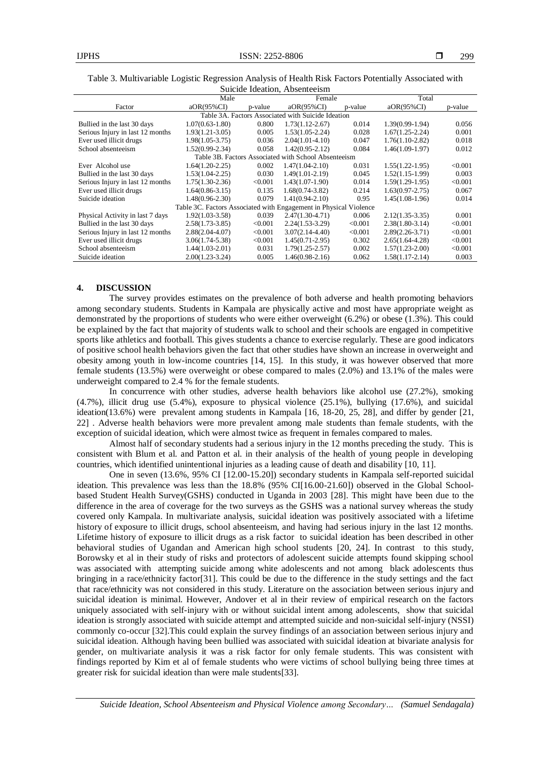Table 3. Multivariable Logistic Regression Analysis of Health Risk Factors Potentially Associated with Suicide Ideation, Absenteeism

| | Male | | Female | | Total | |
|---|---|---|---|---|---|---|
| Factor | aOR(95%CI) | p-value | aOR(95%CI) | p-value | aOR(95%CI) | p-value |
| **Table 3A. Factors Associated with Suicide Ideation** | | | | | | |
| Bullied in the last 30 days | 1.07(0.63-1.80) | 0.800 | 1.73(1.12-2.67) | 0.014 | 1.39(0.99-1.94) | 0.056 |
| Serious Injury in last 12 months | 1.93(1.21-3.05) | 0.005 | 1.53(1.05-2.24) | 0.028 | 1.67(1.25-2.24) | 0.001 |
| Ever used illicit drugs | 1.98(1.05-3.75) | 0.036 | 2.04(1.01-4.10) | 0.047 | 1.76(1.10-2.82) | 0.018 |
| School absenteeism | 1.52(0.99-2.34) | 0.058 | 1.42(0.95-2.12) | 0.084 | 1.46(1.09-1.97) | 0.012 |
| **Table 3B. Factors Associated with School Absenteeism** | | | | | | |
| Ever Alcohol use | 1.64(1.20-2.25) | 0.002 | 1.47(1.04-2.10) | 0.031 | 1.55(1.22-1.95) | <0.001 |
| Bullied in the last 30 days | 1.53(1.04-2.25) | 0.030 | 1.49(1.01-2.19) | 0.045 | 1.52(1.15-1.99) | 0.003 |
| Serious Injury in last 12 months | 1.75(1.30-2.36) | <0.001 | 1.43(1.07-1.90) | 0.014 | 1.59(1.29-1.95) | <0.001 |
| Ever used illicit drugs | 1.64(0.86-3.15) | 0.135 | 1.68(0.74-3.82) | 0.214 | 1.63(0.97-2.75) | 0.067 |
| Suicide ideation | 1.48(0.96-2.30) | 0.079 | 1.41(0.94-2.10) | 0.95 | 1.45(1.08-1.96) | 0.014 |
| **Table 3C. Factors Associated with Engagement in Physical Violence** | | | | | | |
| Physical Activity in last 7 days | 1.92(1.03-3.58) | 0.039 | 2.47(1.30-4.71) | 0.006 | 2.12(1.35-3.35) | 0.001 |
| Bullied in the last 30 days | 2.58(1.73-3.85) | <0.001 | 2.24(1.53-3.29) | <0.001 | 2.38(1.80-3.14) | <0.001 |
| Serious Injury in last 12 months | 2.88(2.04-4.07) | <0.001 | 3.07(2.14-4.40) | <0.001 | 2.89(2.26-3.71) | <0.001 |
| Ever used illicit drugs | 3.06(1.74-5.38) | <0.001 | 1.45(0.71-2.95) | 0.302 | 2.65(1.64-4.28) | <0.001 |
| School absenteeism | 1.44(1.03-2.01) | 0.031 | 1.79(1.25-2.57) | 0.002 | 1.57(1.23-2.00) | <0.001 |
| Suicide ideation | 2.00(1.23-3.24) | 0.005 | 1.46(0.98-2.16) | 0.062 | 1.58(1.17-2.14) | 0.003 |

## 4. DISCUSSION

The survey provides estimates on the prevalence of both adverse and health promoting behaviors among secondary students. Students in Kampala are physically active and most have appropriate weight as demonstrated by the proportions of students who were either overweight (6.2%) or obese (1.3%). This could be explained by the fact that majority of students walk to school and their schools are engaged in competitive sports like athletics and football. This gives students a chance to exercise regularly. These are good indicators of positive school health behaviors given the fact that other studies have shown an increase in overweight and obesity among youth in low-income countries [14, 15]. In this study, it was however observed that more female students (13.5%) were overweight or obese compared to males (2.0%) and 13.1% of the males were underweight compared to 2.4 % for the female students.

In concurrence with other studies, adverse health behaviors like alcohol use (27.2%), smoking (4.7%), illicit drug use (5.4%), exposure to physical violence (25.1%), bullying (17.6%), and suicidal ideation(13.6%) were prevalent among students in Kampala [16, 18-20, 25, 28], and differ by gender [21, 22] . Adverse health behaviors were more prevalent among male students than female students, with the exception of suicidal ideation, which were almost twice as frequent in females compared to males.

Almost half of secondary students had a serious injury in the 12 months preceding the study. This is consistent with Blum et al. and Patton et al. in their analysis of the health of young people in developing countries, which identified unintentional injuries as a leading cause of death and disability [10, 11].

One in seven (13.6%, 95% CI [12.00-15.20]) secondary students in Kampala self-reported suicidal ideation. This prevalence was less than the 18.8% (95% CI[16.00-21.60]) observed in the Global School-based Student Health Survey(GSHS) conducted in Uganda in 2003 [28]. This might have been due to the difference in the area of coverage for the two surveys as the GSHS was a national survey whereas the study covered only Kampala. In multivariate analysis, suicidal ideation was positively associated with a lifetime history of exposure to illicit drugs, school absenteeism, and having had serious injury in the last 12 months. Lifetime history of exposure to illicit drugs as a risk factor to suicidal ideation has been described in other behavioral studies of Ugandan and American high school students [20, 24]. In contrast to this study, Borowsky et al in their study of risks and protectors of adolescent suicide attempts found skipping school was associated with attempting suicide among white adolescents and not among black adolescents thus bringing in a race/ethnicity factor[31]. This could be due to the difference in the study settings and the fact that race/ethnicity was not considered in this study. Literature on the association between serious injury and suicidal ideation is minimal. However, Andover et al in their review of empirical research on the factors uniquely associated with self-injury with or without suicidal intent among adolescents, show that suicidal ideation is strongly associated with suicide attempt and attempted suicide and non-suicidal self-injury (NSSI) commonly co-occur [32].This could explain the survey findings of an association between serious injury and suicidal ideation. Although having been bullied was associated with suicidal ideation at bivariate analysis for gender, on multivariate analysis it was a risk factor for only female students. This was consistent with findings reported by Kim et al of female students who were victims of school bullying being three times at greater risk for suicidal ideation than were male students[33].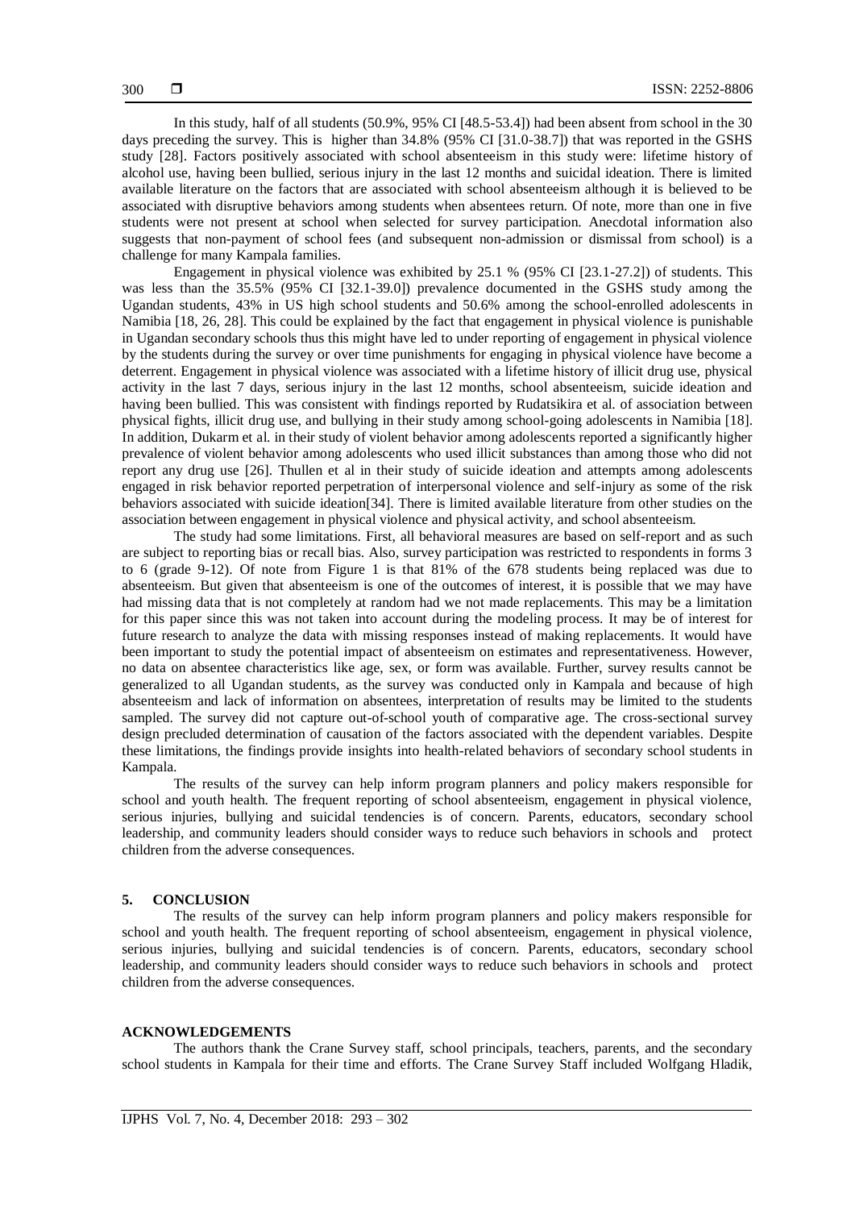In this study, half of all students (50.9%, 95% CI [48.5-53.4]) had been absent from school in the 30 days preceding the survey. This is higher than 34.8% (95% CI [31.0-38.7]) that was reported in the GSHS study [28]. Factors positively associated with school absenteeism in this study were: lifetime history of alcohol use, having been bullied, serious injury in the last 12 months and suicidal ideation. There is limited available literature on the factors that are associated with school absenteeism although it is believed to be associated with disruptive behaviors among students when absentees return. Of note, more than one in five students were not present at school when selected for survey participation. Anecdotal information also suggests that non-payment of school fees (and subsequent non-admission or dismissal from school) is a challenge for many Kampala families.

Engagement in physical violence was exhibited by 25.1 % (95% CI [23.1-27.2]) of students. This was less than the 35.5% (95% CI [32.1-39.0]) prevalence documented in the GSHS study among the Ugandan students, 43% in US high school students and 50.6% among the school-enrolled adolescents in Namibia [18, 26, 28]. This could be explained by the fact that engagement in physical violence is punishable in Ugandan secondary schools thus this might have led to under reporting of engagement in physical violence by the students during the survey or over time punishments for engaging in physical violence have become a deterrent. Engagement in physical violence was associated with a lifetime history of illicit drug use, physical activity in the last 7 days, serious injury in the last 12 months, school absenteeism, suicide ideation and having been bullied. This was consistent with findings reported by Rudatsikira et al. of association between physical fights, illicit drug use, and bullying in their study among school-going adolescents in Namibia [18]. In addition, Dukarm et al. in their study of violent behavior among adolescents reported a significantly higher prevalence of violent behavior among adolescents who used illicit substances than among those who did not report any drug use [26]. Thullen et al in their study of suicide ideation and attempts among adolescents engaged in risk behavior reported perpetration of interpersonal violence and self-injury as some of the risk behaviors associated with suicide ideation[34]. There is limited available literature from other studies on the association between engagement in physical violence and physical activity, and school absenteeism.

The study had some limitations. First, all behavioral measures are based on self-report and as such are subject to reporting bias or recall bias. Also, survey participation was restricted to respondents in forms 3 to 6 (grade 9-12). Of note from Figure 1 is that 81% of the 678 students being replaced was due to absenteeism. But given that absenteeism is one of the outcomes of interest, it is possible that we may have had missing data that is not completely at random had we not made replacements. This may be a limitation for this paper since this was not taken into account during the modeling process. It may be of interest for future research to analyze the data with missing responses instead of making replacements. It would have been important to study the potential impact of absenteeism on estimates and representativeness. However, no data on absentee characteristics like age, sex, or form was available. Further, survey results cannot be generalized to all Ugandan students, as the survey was conducted only in Kampala and because of high absenteeism and lack of information on absentees, interpretation of results may be limited to the students sampled. The survey did not capture out-of-school youth of comparative age. The cross-sectional survey design precluded determination of causation of the factors associated with the dependent variables. Despite these limitations, the findings provide insights into health-related behaviors of secondary school students in Kampala.

The results of the survey can help inform program planners and policy makers responsible for school and youth health. The frequent reporting of school absenteeism, engagement in physical violence, serious injuries, bullying and suicidal tendencies is of concern. Parents, educators, secondary school leadership, and community leaders should consider ways to reduce such behaviors in schools and protect children from the adverse consequences.

## 5. CONCLUSION

The results of the survey can help inform program planners and policy makers responsible for school and youth health. The frequent reporting of school absenteeism, engagement in physical violence, serious injuries, bullying and suicidal tendencies is of concern. Parents, educators, secondary school leadership, and community leaders should consider ways to reduce such behaviors in schools and protect children from the adverse consequences.

## ACKNOWLEDGEMENTS

The authors thank the Crane Survey staff, school principals, teachers, parents, and the secondary school students in Kampala for their time and efforts. The Crane Survey Staff included Wolfgang Hladik,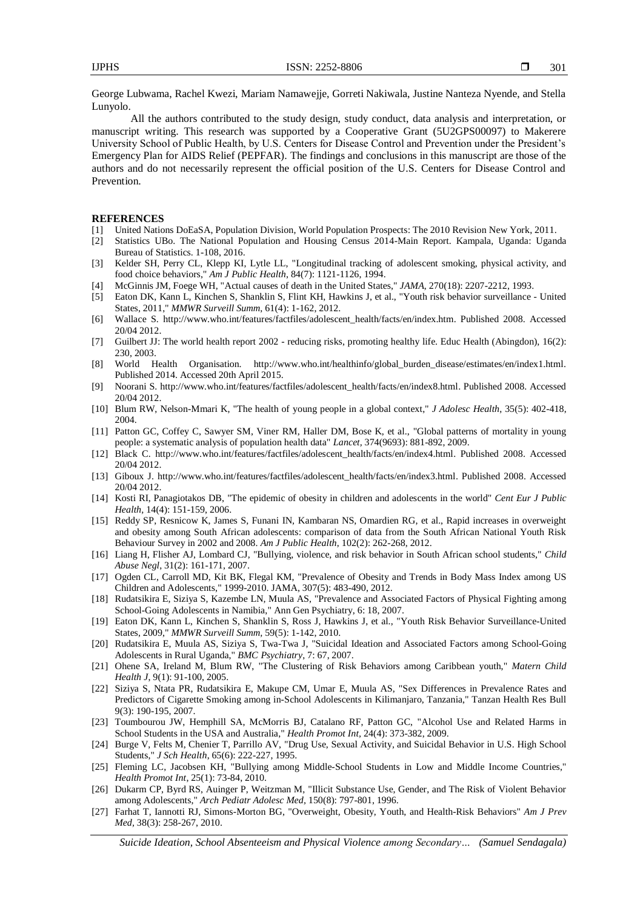George Lubwama, Rachel Kwezi, Mariam Namawejje, Gorreti Nakiwala, Justine Nanteza Nyende, and Stella Lunyolo.

All the authors contributed to the study design, study conduct, data analysis and interpretation, or manuscript writing. This research was supported by a Cooperative Grant (5U2GPS00097) to Makerere University School of Public Health, by U.S. Centers for Disease Control and Prevention under the President's Emergency Plan for AIDS Relief (PEPFAR). The findings and conclusions in this manuscript are those of the authors and do not necessarily represent the official position of the U.S. Centers for Disease Control and Prevention.

## REFERENCES

[1] United Nations DoEaSA, Population Division, World Population Prospects: The 2010 Revision New York, 2011.

[2] Statistics UBo. The National Population and Housing Census 2014-Main Report. Kampala, Uganda: Uganda Bureau of Statistics. 1-108, 2016.

[3] Kelder SH, Perry CL, Klepp KI, Lytle LL, "Longitudinal tracking of adolescent smoking, physical activity, and food choice behaviors," *Am J Public Health*, 84(7): 1121-1126, 1994.

[4] McGinnis JM, Foege WH, "Actual causes of death in the United States," *JAMA*, 270(18): 2207-2212, 1993.

[5] Eaton DK, Kann L, Kinchen S, Shanklin S, Flint KH, Hawkins J, et al., "Youth risk behavior surveillance - United States, 2011," *MMWR Surveill Summ*, 61(4): 1-162, 2012.

[6] Wallace S. http://www.who.int/features/factfiles/adolescent_health/facts/en/index.htm. Published 2008. Accessed 20/04 2012.

[7] Guilbert JJ: The world health report 2002 - reducing risks, promoting healthy life. Educ Health (Abingdon), 16(2): 230, 2003.

[8] World Health Organisation. http://www.who.int/healthinfo/global_burden_disease/estimates/en/index1.html. Published 2014. Accessed 20th April 2015.

[9] Noorani S. http://www.who.int/features/factfiles/adolescent_health/facts/en/index8.html. Published 2008. Accessed 20/04 2012.

[10] Blum RW, Nelson-Mmari K, "The health of young people in a global context," *J Adolesc Health*, 35(5): 402-418, 2004.

[11] Patton GC, Coffey C, Sawyer SM, Viner RM, Haller DM, Bose K, et al., "Global patterns of mortality in young people: a systematic analysis of population health data" *Lancet*, 374(9693): 881-892, 2009.

[12] Black C. http://www.who.int/features/factfiles/adolescent_health/facts/en/index4.html. Published 2008. Accessed 20/04 2012.

[13] Giboux J. http://www.who.int/features/factfiles/adolescent_health/facts/en/index3.html. Published 2008. Accessed 20/04 2012.

[14] Kosti RI, Panagiotakos DB, "The epidemic of obesity in children and adolescents in the world" *Cent Eur J Public Health*, 14(4): 151-159, 2006.

[15] Reddy SP, Resnicow K, James S, Funani IN, Kambaran NS, Omardien RG, et al., Rapid increases in overweight and obesity among South African adolescents: comparison of data from the South African National Youth Risk Behaviour Survey in 2002 and 2008. *Am J Public Health*, 102(2): 262-268, 2012.

[16] Liang H, Flisher AJ, Lombard CJ, "Bullying, violence, and risk behavior in South African school students," *Child Abuse Negl*, 31(2): 161-171, 2007.

[17] Ogden CL, Carroll MD, Kit BK, Flegal KM, "Prevalence of Obesity and Trends in Body Mass Index among US Children and Adolescents," 1999-2010. JAMA, 307(5): 483-490, 2012.

[18] Rudatsikira E, Siziya S, Kazembe LN, Muula AS, "Prevalence and Associated Factors of Physical Fighting among School-Going Adolescents in Namibia," Ann Gen Psychiatry, 6: 18, 2007.

[19] Eaton DK, Kann L, Kinchen S, Shanklin S, Ross J, Hawkins J, et al., "Youth Risk Behavior Surveillance-United States, 2009," *MMWR Surveill Summ*, 59(5): 1-142, 2010.

[20] Rudatsikira E, Muula AS, Siziya S, Twa-Twa J, "Suicidal Ideation and Associated Factors among School-Going Adolescents in Rural Uganda," *BMC Psychiatry*, 7: 67, 2007.

[21] Ohene SA, Ireland M, Blum RW, "The Clustering of Risk Behaviors among Caribbean youth," *Matern Child Health J*, 9(1): 91-100, 2005.

[22] Siziya S, Ntata PR, Rudatsikira E, Makupe CM, Umar E, Muula AS, "Sex Differences in Prevalence Rates and Predictors of Cigarette Smoking among in-School Adolescents in Kilimanjaro, Tanzania," Tanzan Health Res Bull 9(3): 190-195, 2007.

[23] Toumbourou JW, Hemphill SA, McMorris BJ, Catalano RF, Patton GC, "Alcohol Use and Related Harms in School Students in the USA and Australia," *Health Promot Int*, 24(4): 373-382, 2009.

[24] Burge V, Felts M, Chenier T, Parrillo AV, "Drug Use, Sexual Activity, and Suicidal Behavior in U.S. High School Students," *J Sch Health*, 65(6): 222-227, 1995.

[25] Fleming LC, Jacobsen KH, "Bullying among Middle-School Students in Low and Middle Income Countries," *Health Promot Int*, 25(1): 73-84, 2010.

[26] Dukarm CP, Byrd RS, Auinger P, Weitzman M, "Illicit Substance Use, Gender, and The Risk of Violent Behavior among Adolescents," *Arch Pediatr Adolesc Med*, 150(8): 797-801, 1996.

[27] Farhat T, Iannotti RJ, Simons-Morton BG, "Overweight, Obesity, Youth, and Health-Risk Behaviors" *Am J Prev Med*, 38(3): 258-267, 2010.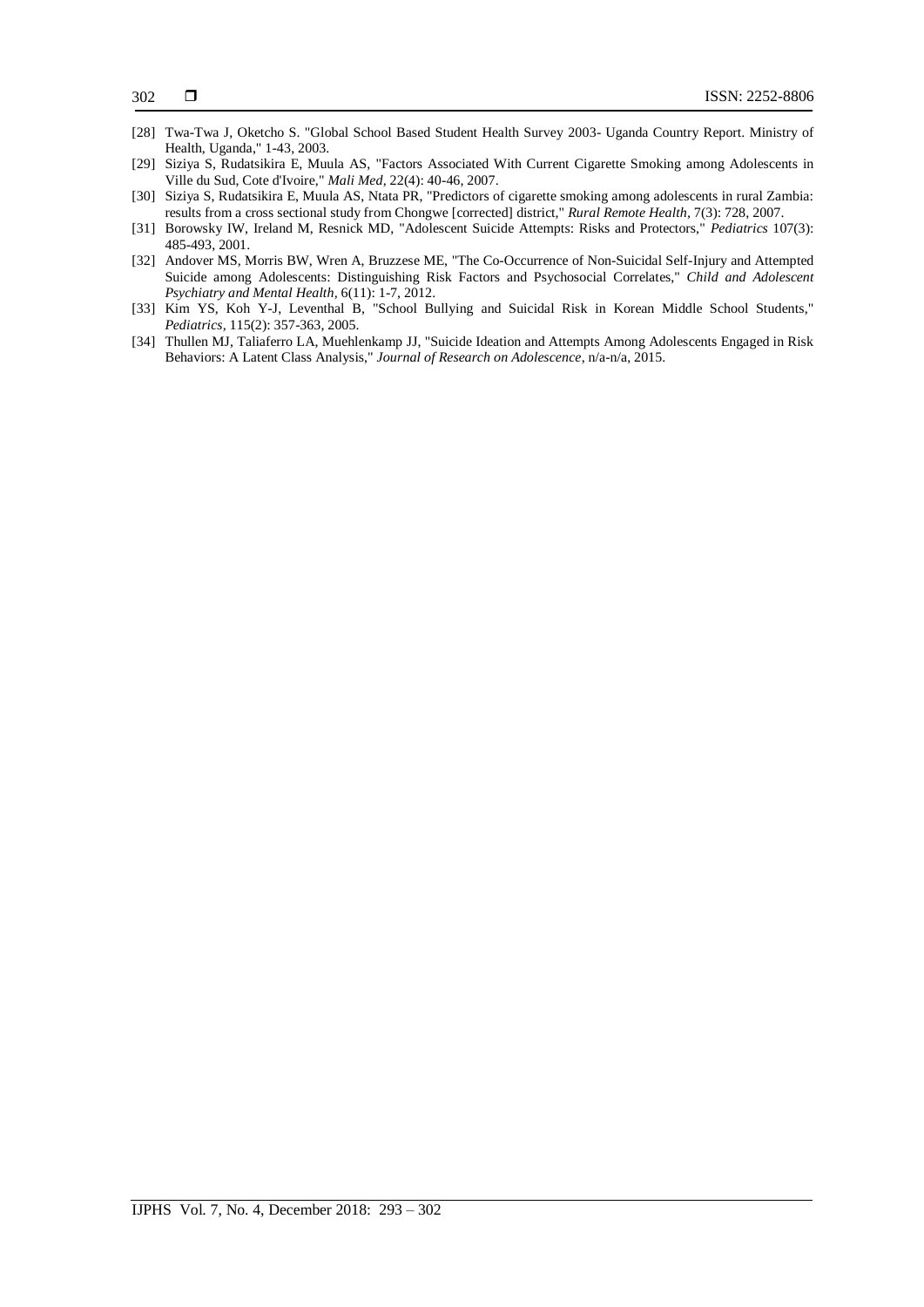[28] Twa-Twa J, Oketcho S. "Global School Based Student Health Survey 2003- Uganda Country Report. Ministry of Health, Uganda," 1-43, 2003.

[29] Siziya S, Rudatsikira E, Muula AS, "Factors Associated With Current Cigarette Smoking among Adolescents in Ville du Sud, Cote d'Ivoire," *Mali Med,* 22(4): 40-46, 2007.

[30] Siziya S, Rudatsikira E, Muula AS, Ntata PR, "Predictors of cigarette smoking among adolescents in rural Zambia: results from a cross sectional study from Chongwe [corrected] district," *Rural Remote Health,* 7(3): 728, 2007.

[31] Borowsky IW, Ireland M, Resnick MD, "Adolescent Suicide Attempts: Risks and Protectors," *Pediatrics* 107(3): 485-493, 2001.

[32] Andover MS, Morris BW, Wren A, Bruzzese ME, "The Co-Occurrence of Non-Suicidal Self-Injury and Attempted Suicide among Adolescents: Distinguishing Risk Factors and Psychosocial Correlates," *Child and Adolescent Psychiatry and Mental Health,* 6(11): 1-7, 2012.

[33] Kim YS, Koh Y-J, Leventhal B, "School Bullying and Suicidal Risk in Korean Middle School Students," *Pediatrics,* 115(2): 357-363, 2005.

[34] Thullen MJ, Taliaferro LA, Muehlenkamp JJ, "Suicide Ideation and Attempts Among Adolescents Engaged in Risk Behaviors: A Latent Class Analysis," *Journal of Research on Adolescence,* n/a-n/a, 2015.